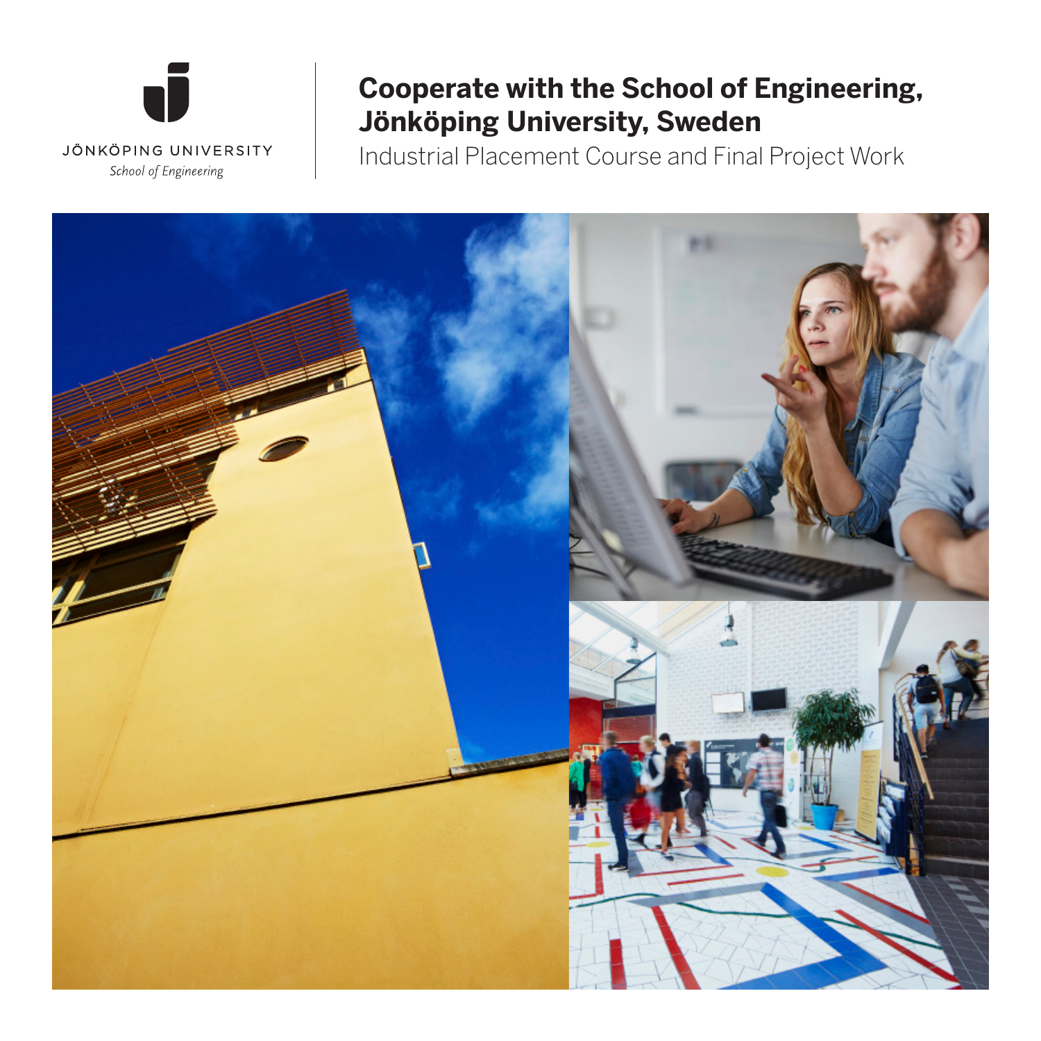JÖNKÖPING UNIVERSITY

*School of Engineering*

# Cooperate with the School of Engineering, Jönköping University, Sweden

Industrial Placement Course and Final Project Work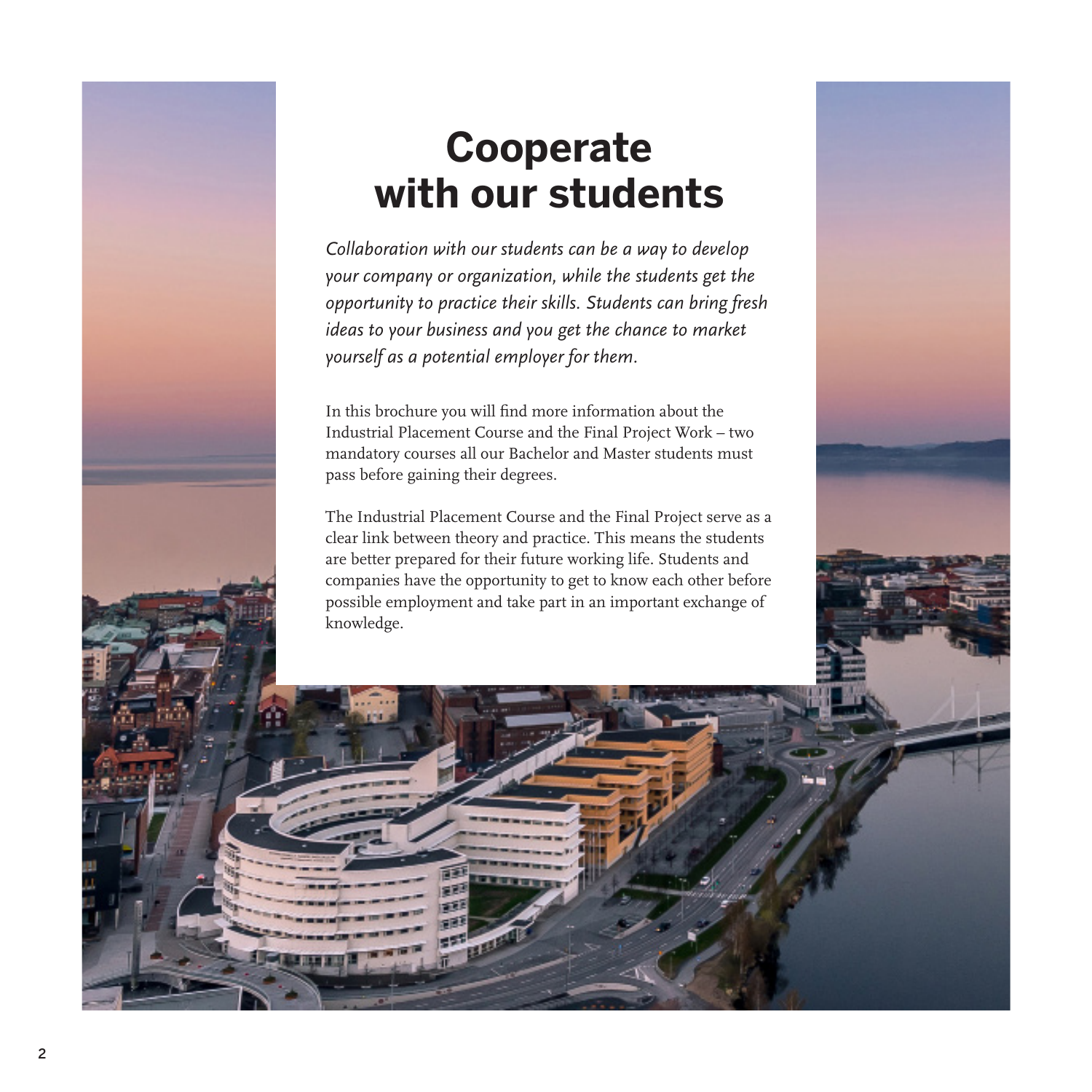# Cooperate with our students

*Collaboration with our students can be a way to develop your company or organization, while the students get the opportunity to practice their skills. Students can bring fresh ideas to your business and you get the chance to market yourself as a potential employer for them.*

In this brochure you will find more information about the Industrial Placement Course and the Final Project Work – two mandatory courses all our Bachelor and Master students must pass before gaining their degrees.

The Industrial Placement Course and the Final Project serve as a clear link between theory and practice. This means the students are better prepared for their future working life. Students and companies have the opportunity to get to know each other before possible employment and take part in an important exchange of knowledge.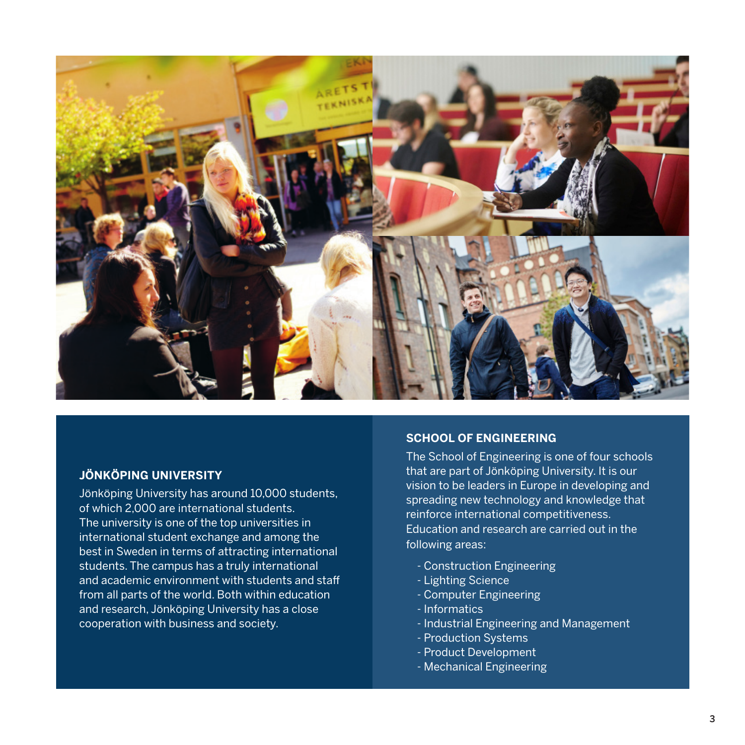## JÖNKÖPING UNIVERSITY

Jönköping University has around 10,000 students, of which 2,000 are international students. The university is one of the top universities in international student exchange and among the best in Sweden in terms of attracting international students. The campus has a truly international and academic environment with students and staff from all parts of the world. Both within education and research, Jönköping University has a close cooperation with business and society.

## SCHOOL OF ENGINEERING

The School of Engineering is one of four schools that are part of Jönköping University. It is our vision to be leaders in Europe in developing and spreading new technology and knowledge that reinforce international competitiveness. Education and research are carried out in the following areas:

- Construction Engineering
- Lighting Science
- Computer Engineering
- Informatics
- Industrial Engineering and Management
- Production Systems
- Product Development
- Mechanical Engineering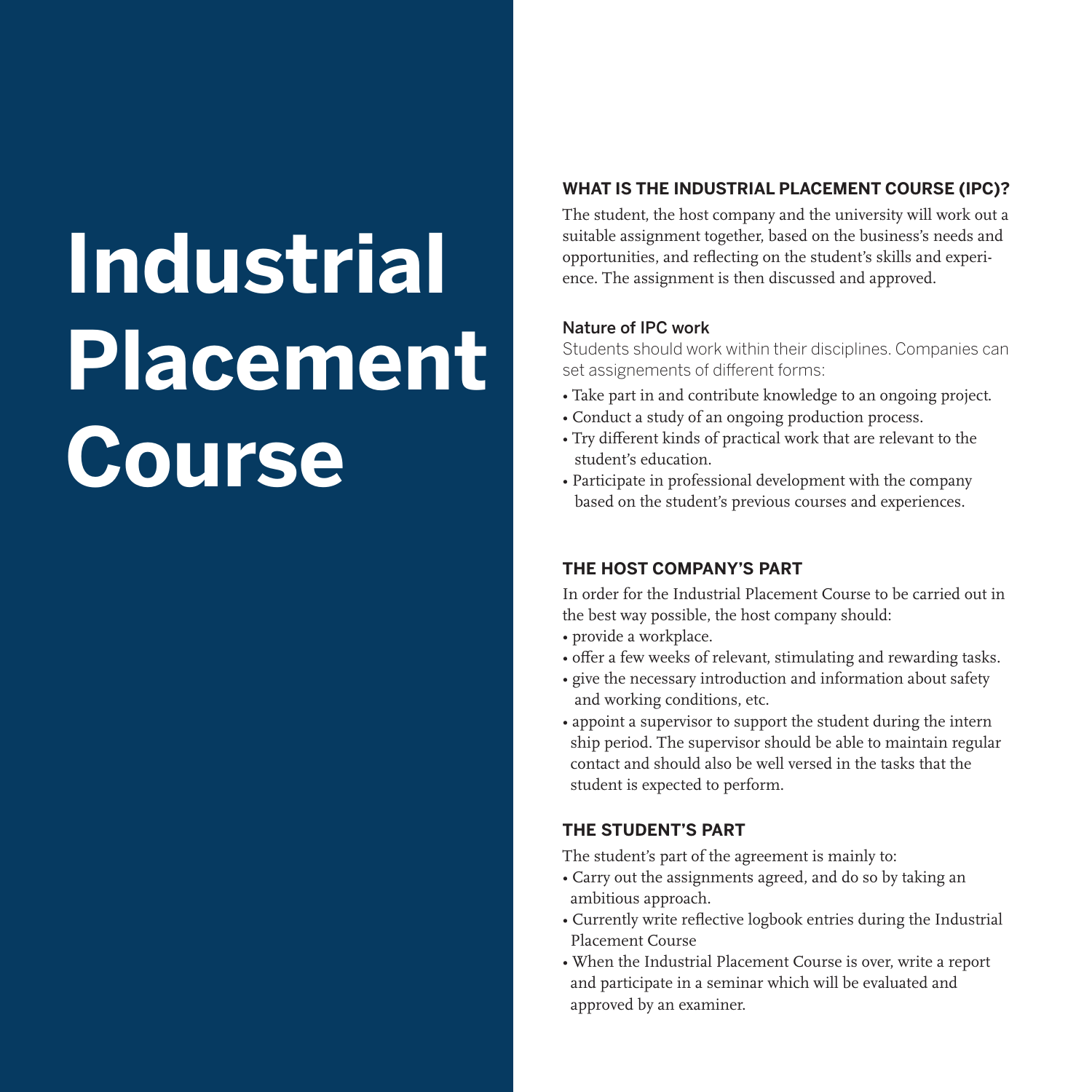# Industrial Placement Course

## WHAT IS THE INDUSTRIAL PLACEMENT COURSE (IPC)?

The student, the host company and the university will work out a suitable assignment together, based on the business's needs and opportunities, and reflecting on the student's skills and experience. The assignment is then discussed and approved.

### Nature of IPC work

Students should work within their disciplines. Companies can set assignements of different forms:

- Take part in and contribute knowledge to an ongoing project.
- Conduct a study of an ongoing production process.
- Try different kinds of practical work that are relevant to the student's education.
- Participate in professional development with the company based on the student's previous courses and experiences.

## THE HOST COMPANY'S PART

In order for the Industrial Placement Course to be carried out in the best way possible, the host company should:

- provide a workplace.
- offer a few weeks of relevant, stimulating and rewarding tasks.
- give the necessary introduction and information about safety and working conditions, etc.
- appoint a supervisor to support the student during the intern ship period. The supervisor should be able to maintain regular contact and should also be well versed in the tasks that the student is expected to perform.

## THE STUDENT'S PART

The student's part of the agreement is mainly to:

- Carry out the assignments agreed, and do so by taking an ambitious approach.
- Currently write reflective logbook entries during the Industrial Placement Course
- When the Industrial Placement Course is over, write a report and participate in a seminar which will be evaluated and approved by an examiner.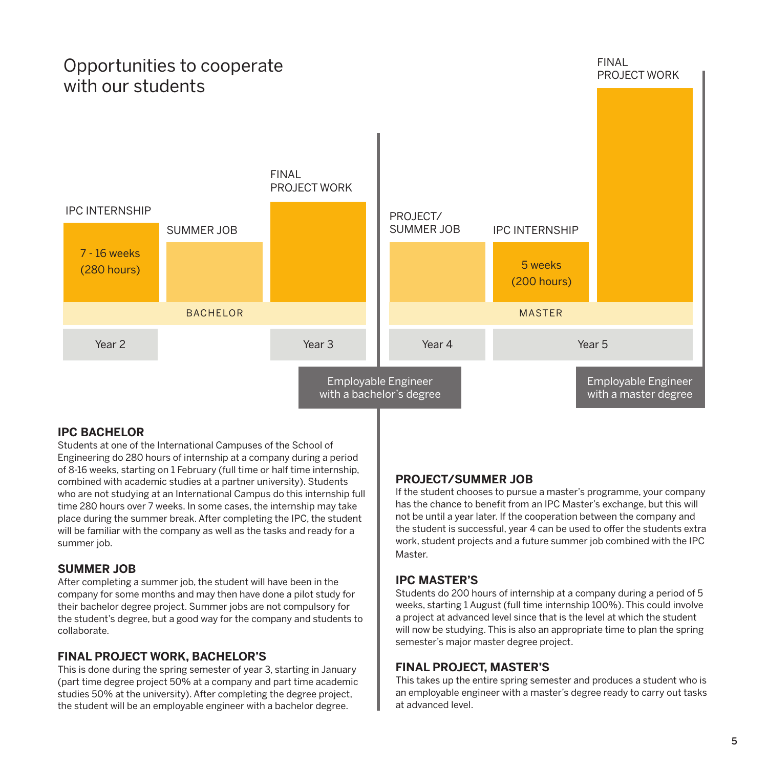# Opportunities to cooperate with our students

IPC INTERNSHIP

7 - 16 weeks (280 hours)

SUMMER JOB

FINAL PROJECT WORK

BACHELOR

Year 2

Year 3

Employable Engineer with a bachelor's degree

PROJECT/ SUMMER JOB

IPC INTERNSHIP

5 weeks (200 hours)

FINAL PROJECT WORK

MASTER

Year 4

Year 5

Employable Engineer with a master degree

### IPC BACHELOR

Students at one of the International Campuses of the School of Engineering do 280 hours of internship at a company during a period of 8-16 weeks, starting on 1 February (full time or half time internship, combined with academic studies at a partner university). Students who are not studying at an International Campus do this internship full time 280 hours over 7 weeks. In some cases, the internship may take place during the summer break. After completing the IPC, the student will be familiar with the company as well as the tasks and ready for a summer job.

### SUMMER JOB

After completing a summer job, the student will have been in the company for some months and may then have done a pilot study for their bachelor degree project. Summer jobs are not compulsory for the student's degree, but a good way for the company and students to collaborate.

### FINAL PROJECT WORK, BACHELOR'S

This is done during the spring semester of year 3, starting in January (part time degree project 50% at a company and part time academic studies 50% at the university). After completing the degree project, the student will be an employable engineer with a bachelor degree.

### PROJECT/SUMMER JOB

If the student chooses to pursue a master's programme, your company has the chance to benefit from an IPC Master's exchange, but this will not be until a year later. If the cooperation between the company and the student is successful, year 4 can be used to offer the students extra work, student projects and a future summer job combined with the IPC Master.

### IPC MASTER'S

Students do 200 hours of internship at a company during a period of 5 weeks, starting 1 August (full time internship 100%). This could involve a project at advanced level since that is the level at which the student will now be studying. This is also an appropriate time to plan the spring semester's major master degree project.

### FINAL PROJECT, MASTER'S

This takes up the entire spring semester and produces a student who is an employable engineer with a master's degree ready to carry out tasks at advanced level.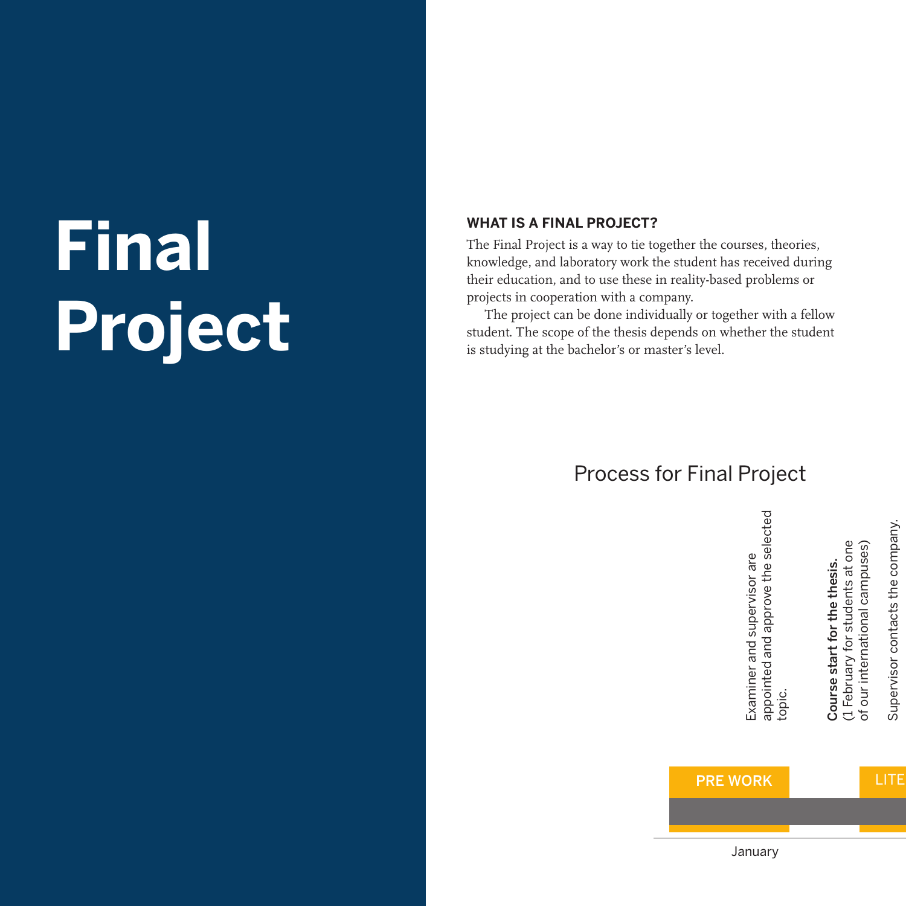# Final Project

## WHAT IS A FINAL PROJECT?

The Final Project is a way to tie together the courses, theories, knowledge, and laboratory work the student has received during their education, and to use these in reality-based problems or projects in cooperation with a company.

The project can be done individually or together with a fellow student. The scope of the thesis depends on whether the student is studying at the bachelor's or master's level.

## Process for Final Project

Examiner and supervisor are appointed and approve the selected topic.

**Course start for the thesis.** (1 February for students at one of our international campuses)

Supervisor contacts the company.

PRE WORK

LITE

January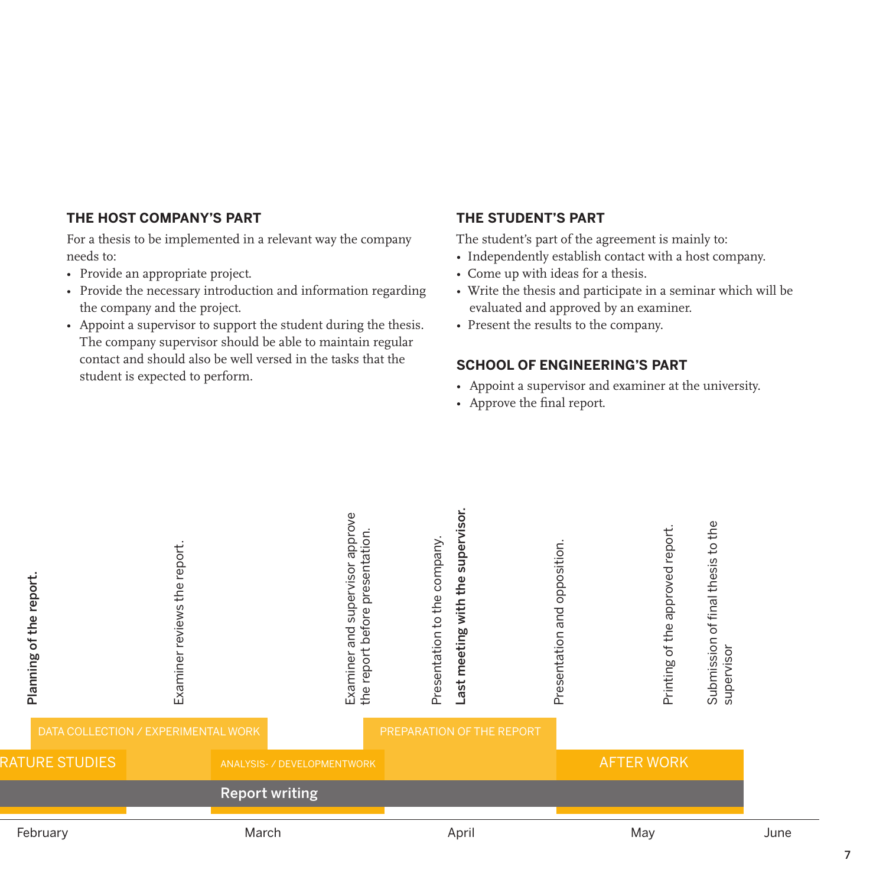### THE HOST COMPANY'S PART

For a thesis to be implemented in a relevant way the company needs to:

- Provide an appropriate project.
- Provide the necessary introduction and information regarding the company and the project.
- Appoint a supervisor to support the student during the thesis. The company supervisor should be able to maintain regular contact and should also be well versed in the tasks that the student is expected to perform.

### THE STUDENT'S PART

The student's part of the agreement is mainly to:

- Independently establish contact with a host company.
- Come up with ideas for a thesis.
- Write the thesis and participate in a seminar which will be evaluated and approved by an examiner.
- Present the results to the company.

### SCHOOL OF ENGINEERING'S PART

- Appoint a supervisor and examiner at the university.
- Approve the final report.

**Planning of the report.**

Examiner reviews the report.

Examiner and supervisor approve the report before presentation.

Presentation to the company.

**Last meeting with the supervisor.**

Presentation and opposition.

Printing of the approved report.

Submission of final thesis to the supervisor

DATA COLLECTION / EXPERIMENTAL WORK

PREPARATION OF THE REPORT

RATURE STUDIES

ANALYSIS- / DEVELOPMENTWORK

AFTER WORK

Report writing

February | March | April | May | June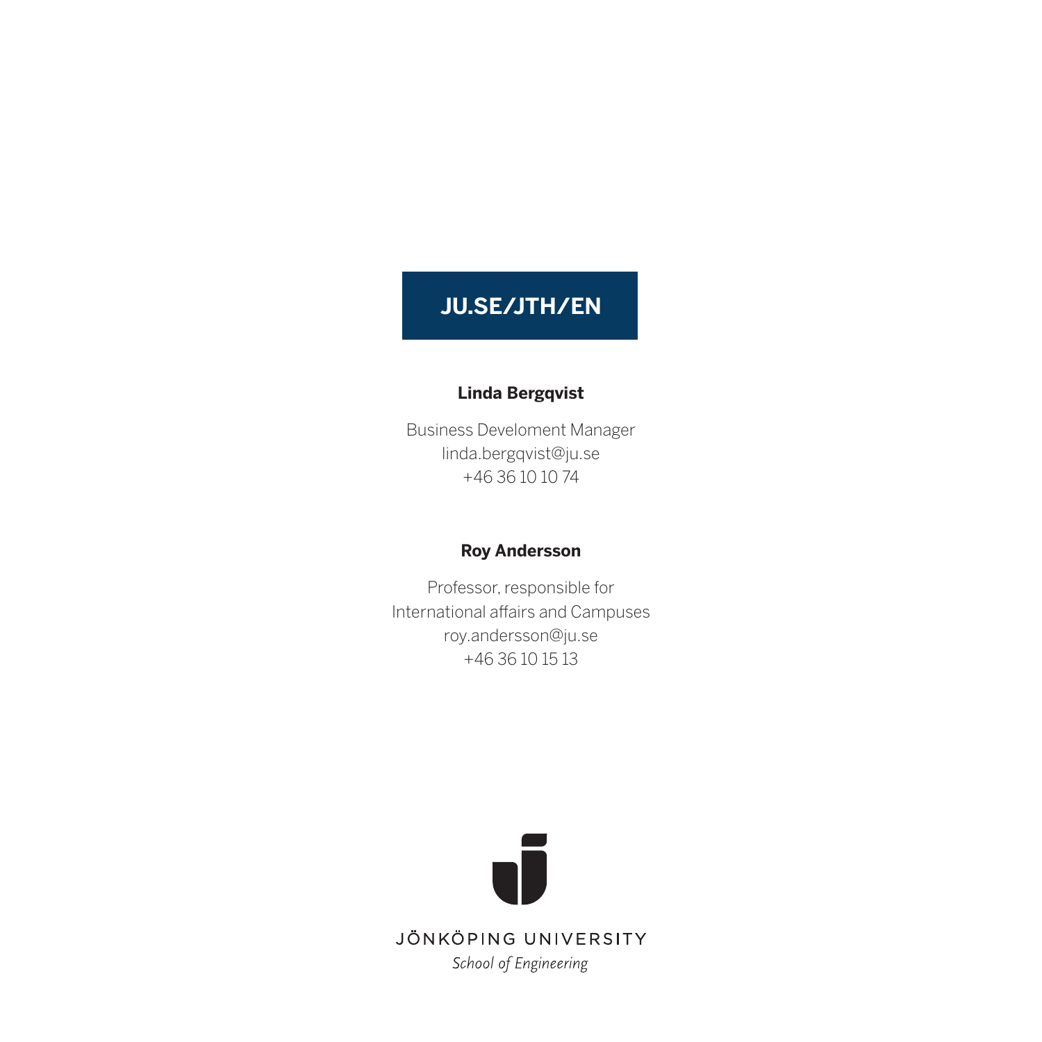**JU.SE/JTH/EN**

**Linda Bergqvist**

Business Develoment Manager
linda.bergqvist@ju.se
+46 36 10 10 74

**Roy Andersson**

Professor, responsible for
International affairs and Campuses
roy.andersson@ju.se
+46 36 10 15 13

JÖNKÖPING UNIVERSITY
*School of Engineering*